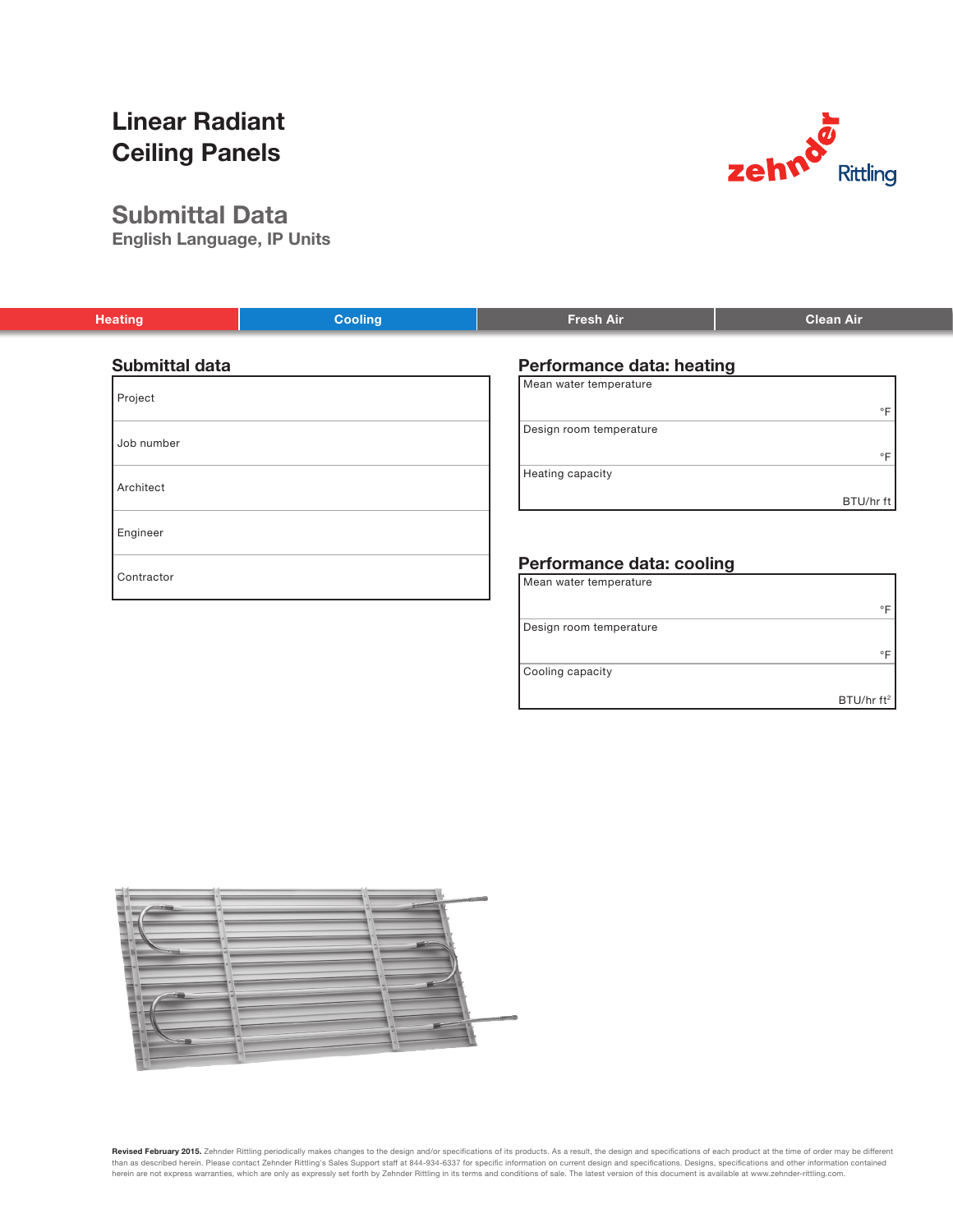# Linear Radiant Ceiling Panels

## Submittal Data

**English Language, IP Units**

Heating | Cooling | Fresh Air | Clean Air

### Submittal data

| | |
|---|---|
| Project | |
| Job number | |
| Architect | |
| Engineer | |
| Contractor | |

### Performance data: heating

| | |
|---|---|
| Mean water temperature | °F |
| Design room temperature | °F |
| Heating capacity | BTU/hr ft |

### Performance data: cooling

| | |
|---|---|
| Mean water temperature | °F |
| Design room temperature | °F |
| Cooling capacity | BTU/hr ft$^2$ |

**Revised February 2015.** Zehnder Rittling periodically makes changes to the design and/or specifications of its products. As a result, the design and specifications of each product at the time of order may be different than as described herein. Please contact Zehnder Rittling's Sales Support staff at 844-934-6337 for specific information on current design and specifications. Designs, specifications and other information contained herein are not express warranties, which are only as expressly set forth by Zehnder Rittling in its terms and conditions of sale. The latest version of this document is available at www.zehnder-rittling.com.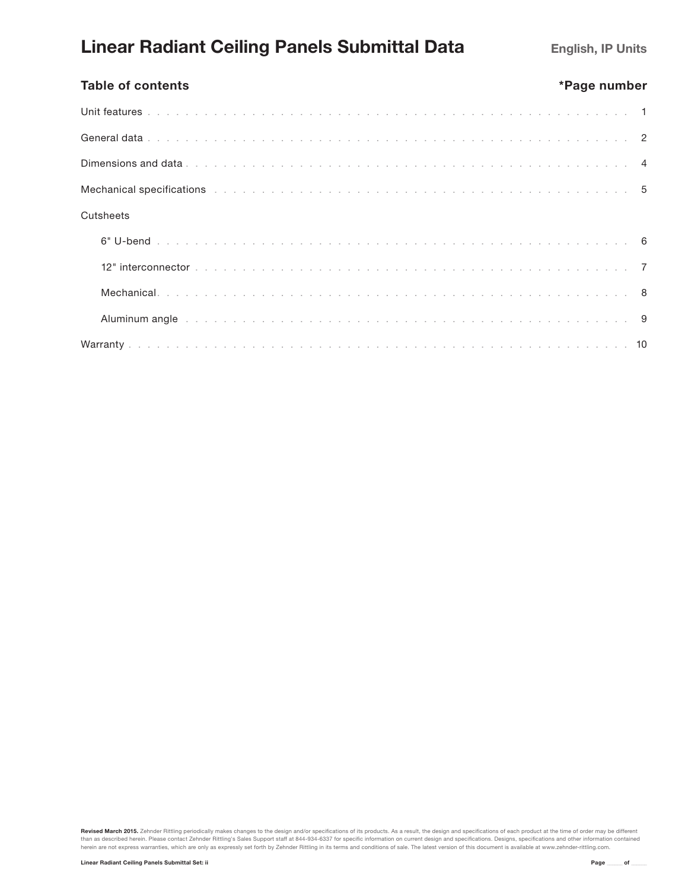# Linear Radiant Ceiling Panels Submittal Data

English, IP Units

## Table of contents

| Table of contents | *Page number |
|---|---|
| Unit features | 1 |
| General data | 2 |
| Dimensions and data | 4 |
| Mechanical specifications | 5 |
| Cutsheets | |
| 6" U-bend | 6 |
| 12" interconnector | 7 |
| Mechanical | 8 |
| Aluminum angle | 9 |
| Warranty | 10 |

**Revised March 2015.** Zehnder Rittling periodically makes changes to the design and/or specifications of its products. As a result, the design and specifications of each product at the time of order may be different than as described herein. Please contact Zehnder Rittling's Sales Support staff at 844-934-6337 for specific information on current design and specifications. Designs, specifications and other information contained herein are not express warranties, which are only as expressly set forth by Zehnder Rittling in its terms and conditions of sale. The latest version of this document is available at www.zehnder-rittling.com.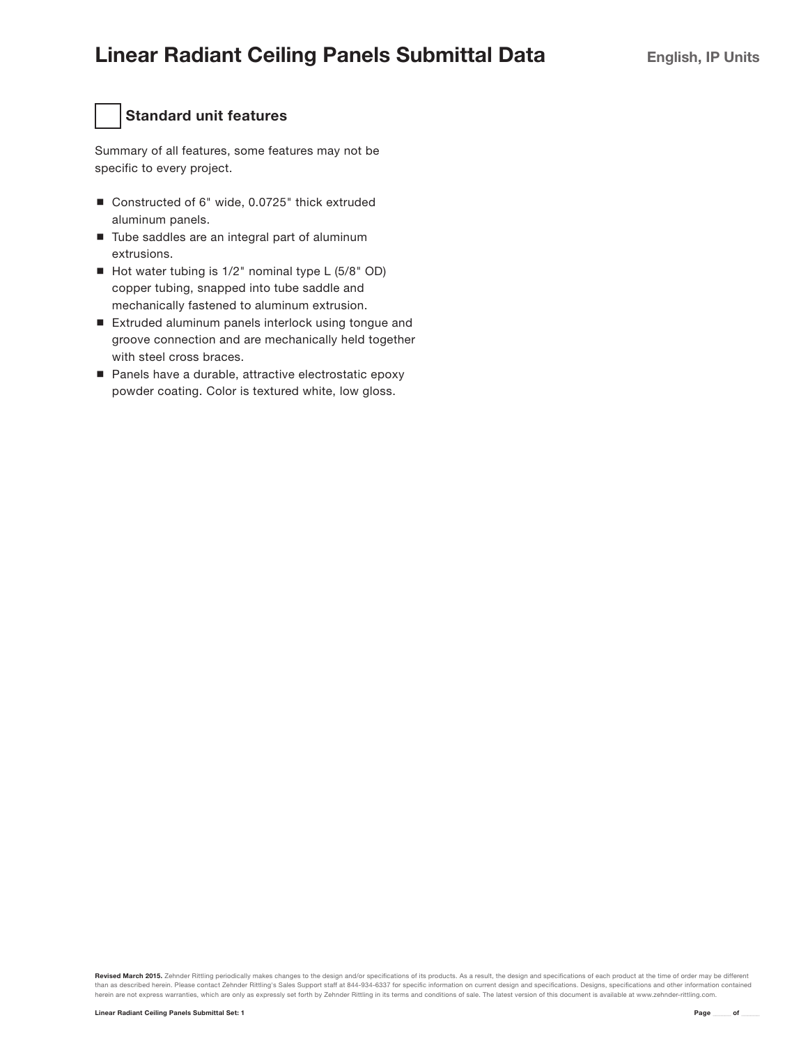# Linear Radiant Ceiling Panels Submittal Data

English, IP Units

## ☐ Standard unit features

Summary of all features, some features may not be specific to every project.

- Constructed of 6" wide, 0.0725" thick extruded aluminum panels.
- Tube saddles are an integral part of aluminum extrusions.
- Hot water tubing is 1/2" nominal type L (5/8" OD) copper tubing, snapped into tube saddle and mechanically fastened to aluminum extrusion.
- Extruded aluminum panels interlock using tongue and groove connection and are mechanically held together with steel cross braces.
- Panels have a durable, attractive electrostatic epoxy powder coating. Color is textured white, low gloss.

**Revised March 2015.** Zehnder Rittling periodically makes changes to the design and/or specifications of its products. As a result, the design and specifications of each product at the time of order may be different than as described herein. Please contact Zehnder Rittling's Sales Support staff at 844-934-6337 for specific information on current design and specifications. Designs, specifications and other information contained herein are not express warranties, which are only as expressly set forth by Zehnder Rittling in its terms and conditions of sale. The latest version of this document is available at www.zehnder-rittling.com.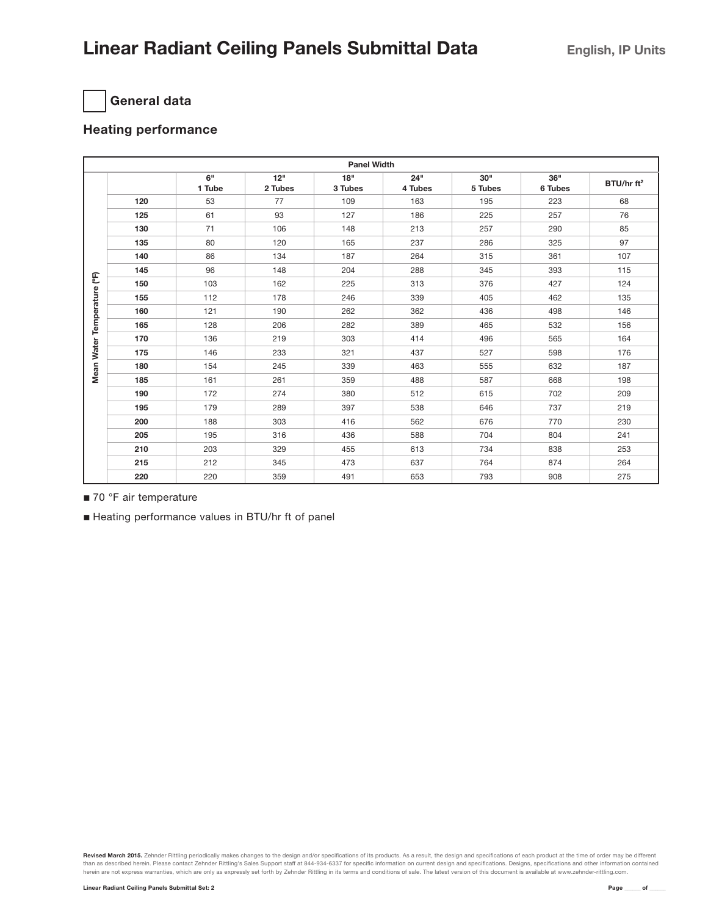# Linear Radiant Ceiling Panels Submittal Data

English, IP Units

## General data

### Heating performance

| Mean Water Temperature (°F) | 6" 1 Tube | 12" 2 Tubes | 18" 3 Tubes | 24" 4 Tubes | 30" 5 Tubes | 36" 6 Tubes | BTU/hr ft$^2$ |
|---|---|---|---|---|---|---|---|
| | Panel Width | | | | | | |
| 120 | 53 | 77 | 109 | 163 | 195 | 223 | 68 |
| 125 | 61 | 93 | 127 | 186 | 225 | 257 | 76 |
| 130 | 71 | 106 | 148 | 213 | 257 | 290 | 85 |
| 135 | 80 | 120 | 165 | 237 | 286 | 325 | 97 |
| 140 | 86 | 134 | 187 | 264 | 315 | 361 | 107 |
| 145 | 96 | 148 | 204 | 288 | 345 | 393 | 115 |
| 150 | 103 | 162 | 225 | 313 | 376 | 427 | 124 |
| 155 | 112 | 178 | 246 | 339 | 405 | 462 | 135 |
| 160 | 121 | 190 | 262 | 362 | 436 | 498 | 146 |
| 165 | 128 | 206 | 282 | 389 | 465 | 532 | 156 |
| 170 | 136 | 219 | 303 | 414 | 496 | 565 | 164 |
| 175 | 146 | 233 | 321 | 437 | 527 | 598 | 176 |
| 180 | 154 | 245 | 339 | 463 | 555 | 632 | 187 |
| 185 | 161 | 261 | 359 | 488 | 587 | 668 | 198 |
| 190 | 172 | 274 | 380 | 512 | 615 | 702 | 209 |
| 195 | 179 | 289 | 397 | 538 | 646 | 737 | 219 |
| 200 | 188 | 303 | 416 | 562 | 676 | 770 | 230 |
| 205 | 195 | 316 | 436 | 588 | 704 | 804 | 241 |
| 210 | 203 | 329 | 455 | 613 | 734 | 838 | 253 |
| 215 | 212 | 345 | 473 | 637 | 764 | 874 | 264 |
| 220 | 220 | 359 | 491 | 653 | 793 | 908 | 275 |

- 70 °F air temperature
- Heating performance values in BTU/hr ft of panel

**Revised March 2015.** Zehnder Rittling periodically makes changes to the design and/or specifications of its products. As a result, the design and specifications of each product at the time of order may be different than as described herein. Please contact Zehnder Rittling's Sales Support staff at 844-934-6337 for specific information on current design and specifications. Designs, specifications and other information contained herein are not express warranties, which are only as expressly set forth by Zehnder Rittling in its terms and conditions of sale. The latest version of this document is available at www.zehnder-rittling.com.

**Linear Radiant Ceiling Panels Submittal Set: 2**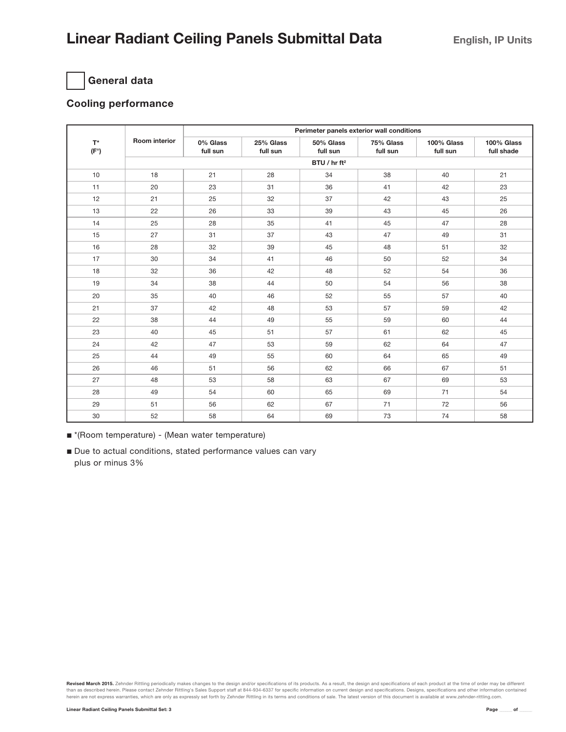# Linear Radiant Ceiling Panels Submittal Data

English, IP Units

## General data

### Cooling performance

| T* (F°) | Room interior | Perimeter panels exterior wall conditions | | | | | |
|---|---|---|---|---|---|---|---|
| | | 0% Glass full sun | 25% Glass full sun | 50% Glass full sun | 75% Glass full sun | 100% Glass full sun | 100% Glass full shade |
| | BTU / hr ft² | | | | | | |
| 10 | 18 | 21 | 28 | 34 | 38 | 40 | 21 |
| 11 | 20 | 23 | 31 | 36 | 41 | 42 | 23 |
| 12 | 21 | 25 | 32 | 37 | 42 | 43 | 25 |
| 13 | 22 | 26 | 33 | 39 | 43 | 45 | 26 |
| 14 | 25 | 28 | 35 | 41 | 45 | 47 | 28 |
| 15 | 27 | 31 | 37 | 43 | 47 | 49 | 31 |
| 16 | 28 | 32 | 39 | 45 | 48 | 51 | 32 |
| 17 | 30 | 34 | 41 | 46 | 50 | 52 | 34 |
| 18 | 32 | 36 | 42 | 48 | 52 | 54 | 36 |
| 19 | 34 | 38 | 44 | 50 | 54 | 56 | 38 |
| 20 | 35 | 40 | 46 | 52 | 55 | 57 | 40 |
| 21 | 37 | 42 | 48 | 53 | 57 | 59 | 42 |
| 22 | 38 | 44 | 49 | 55 | 59 | 60 | 44 |
| 23 | 40 | 45 | 51 | 57 | 61 | 62 | 45 |
| 24 | 42 | 47 | 53 | 59 | 62 | 64 | 47 |
| 25 | 44 | 49 | 55 | 60 | 64 | 65 | 49 |
| 26 | 46 | 51 | 56 | 62 | 66 | 67 | 51 |
| 27 | 48 | 53 | 58 | 63 | 67 | 69 | 53 |
| 28 | 49 | 54 | 60 | 65 | 69 | 71 | 54 |
| 29 | 51 | 56 | 62 | 67 | 71 | 72 | 56 |
| 30 | 52 | 58 | 64 | 69 | 73 | 74 | 58 |

- *(Room temperature) - (Mean water temperature)
- Due to actual conditions, stated performance values can vary plus or minus 3%

**Revised March 2015.** Zehnder Rittling periodically makes changes to the design and/or specifications of its products. As a result, the design and specifications of each product at the time of order may be different than as described herein. Please contact Zehnder Rittling's Sales Support staff at 844-934-6337 for specific information on current design and specifications. Designs, specifications and other information contained herein are not express warranties, which are only as expressly set forth by Zehnder Rittling in its terms and conditions of sale. The latest version of this document is available at www.zehnder-rittling.com.

**Linear Radiant Ceiling Panels Submittal Set: 3**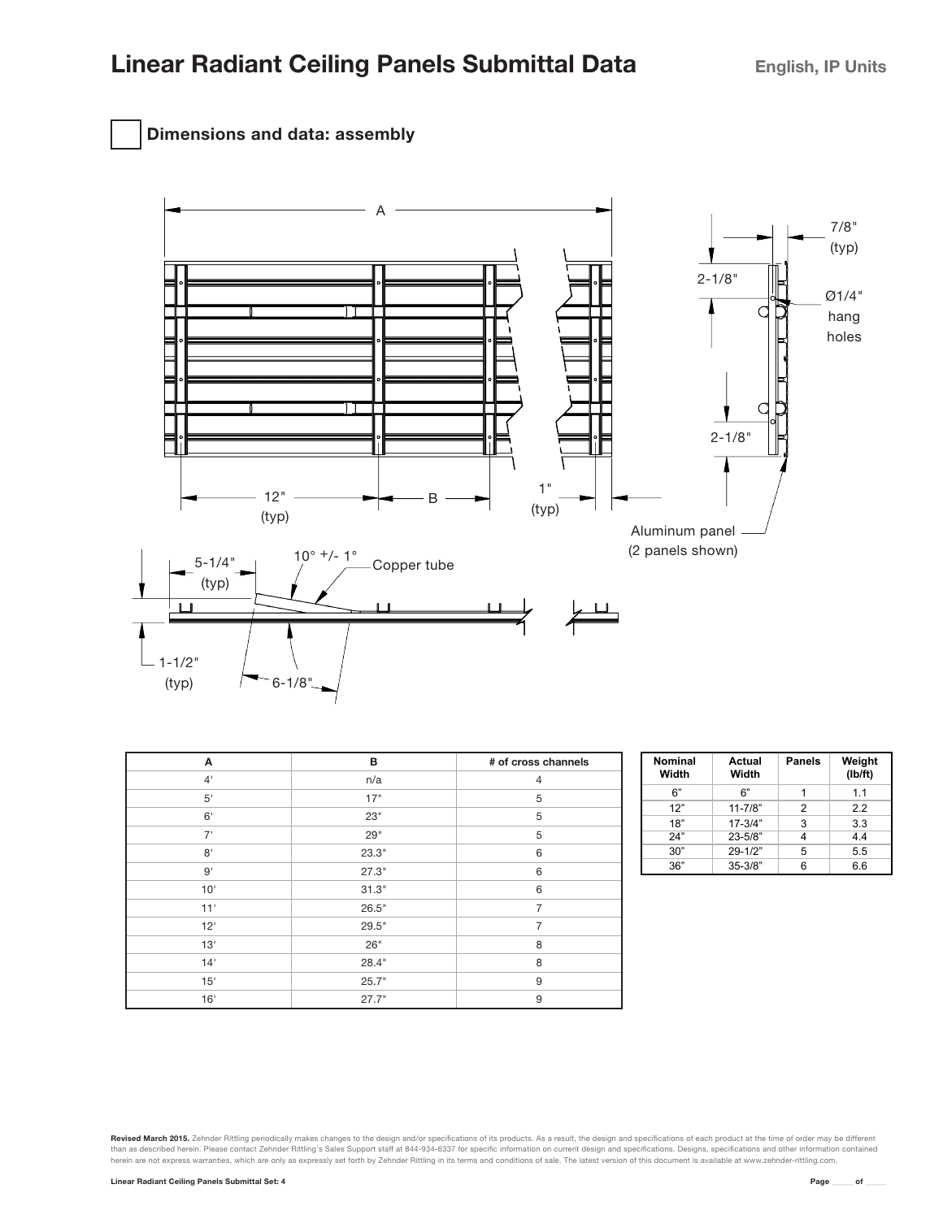# Linear Radiant Ceiling Panels Submittal Data

English, IP Units

☐ **Dimensions and data: assembly**

A

12" (typ)

B

1" (typ)

7/8" (typ)

2-1/8"

Ø1/4" hang holes

2-1/8"

Aluminum panel (2 panels shown)

5-1/4" (typ)

10° +/- 1°

Copper tube

1-1/2" (typ)

6-1/8"

| A | B | # of cross channels |
|---|---|---|
| 4' | n/a | 4 |
| 5' | 17" | 5 |
| 6' | 23" | 5 |
| 7' | 29" | 5 |
| 8' | 23.3" | 6 |
| 9' | 27.3" | 6 |
| 10' | 31.3" | 6 |
| 11' | 26.5" | 7 |
| 12' | 29.5" | 7 |
| 13' | 26" | 8 |
| 14' | 28.4" | 8 |
| 15' | 25.7" | 9 |
| 16' | 27.7" | 9 |

| Nominal Width | Actual Width | Panels | Weight (lb/ft) |
|---|---|---|---|
| 6" | 6" | 1 | 1.1 |
| 12" | 11-7/8" | 2 | 2.2 |
| 18" | 17-3/4" | 3 | 3.3 |
| 24" | 23-5/8" | 4 | 4.4 |
| 30" | 29-1/2" | 5 | 5.5 |
| 36" | 35-3/8" | 6 | 6.6 |

**Revised March 2015.** Zehnder Rittling periodically makes changes to the design and/or specifications of its products. As a result, the design and specifications of each product at the time of order may be different than as described herein. Please contact Zehnder Rittling's Sales Support staff at 844-934-6337 for specific information on current design and specifications. Designs, specifications and other information contained herein are not express warranties, which are only as expressly set forth by Zehnder Rittling in its terms and conditions of sale. The latest version of this document is available at www.zehnder-rittling.com.

**Linear Radiant Ceiling Panels Submittal Set: 4**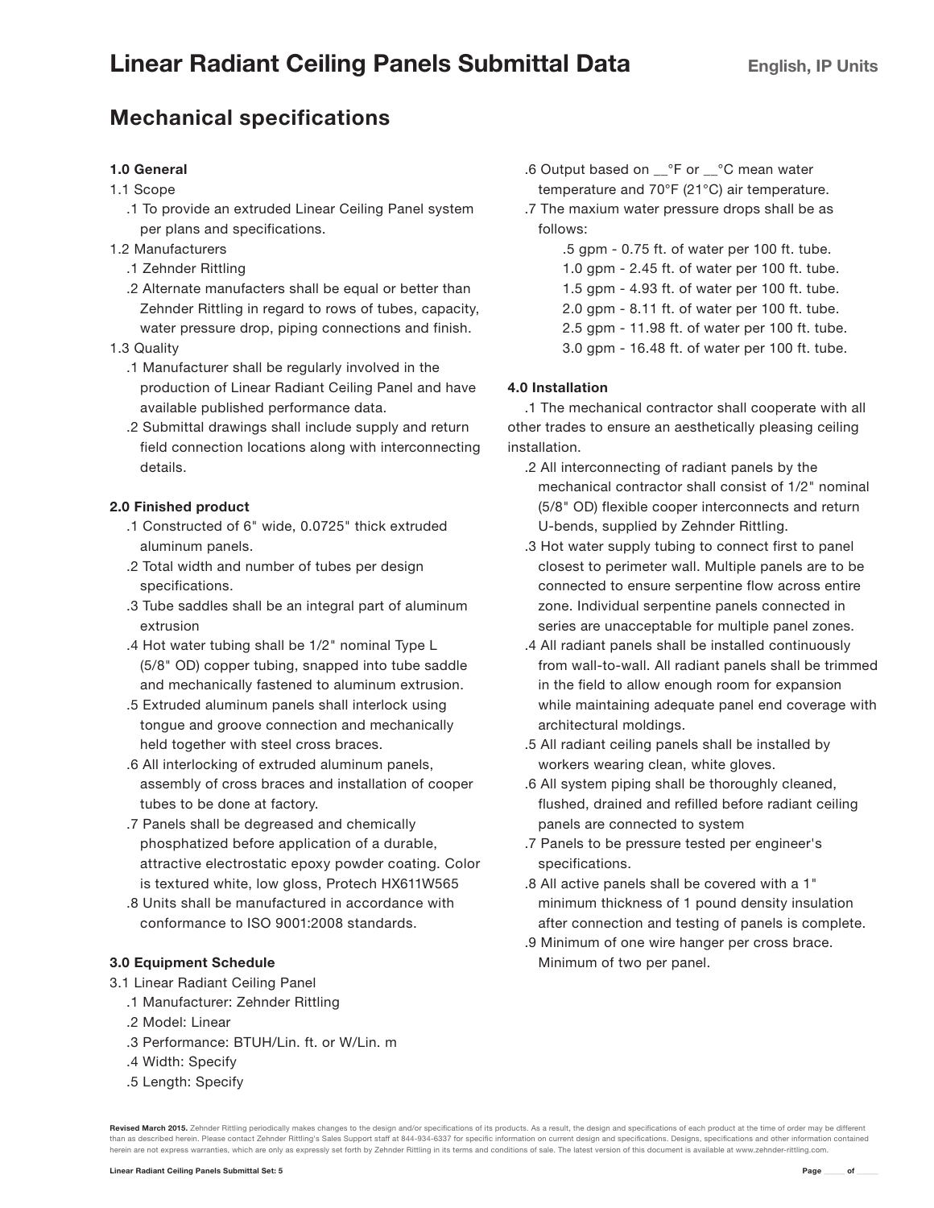# Linear Radiant Ceiling Panels Submittal Data

English, IP Units

## Mechanical specifications

**1.0 General**

1.1 Scope

- .1 To provide an extruded Linear Ceiling Panel system per plans and specifications.

1.2 Manufacturers

- .1 Zehnder Rittling
- .2 Alternate manufacters shall be equal or better than Zehnder Rittling in regard to rows of tubes, capacity, water pressure drop, piping connections and finish.

1.3 Quality

- .1 Manufacturer shall be regularly involved in the production of Linear Radiant Ceiling Panel and have available published performance data.
- .2 Submittal drawings shall include supply and return field connection locations along with interconnecting details.

**2.0 Finished product**

- .1 Constructed of 6" wide, 0.0725" thick extruded aluminum panels.
- .2 Total width and number of tubes per design specifications.
- .3 Tube saddles shall be an integral part of aluminum extrusion
- .4 Hot water tubing shall be 1/2" nominal Type L (5/8" OD) copper tubing, snapped into tube saddle and mechanically fastened to aluminum extrusion.
- .5 Extruded aluminum panels shall interlock using tongue and groove connection and mechanically held together with steel cross braces.
- .6 All interlocking of extruded aluminum panels, assembly of cross braces and installation of cooper tubes to be done at factory.
- .7 Panels shall be degreased and chemically phosphatized before application of a durable, attractive electrostatic epoxy powder coating. Color is textured white, low gloss, Protech HX611W565
- .8 Units shall be manufactured in accordance with conformance to ISO 9001:2008 standards.

**3.0 Equipment Schedule**

3.1 Linear Radiant Ceiling Panel

- .1 Manufacturer: Zehnder Rittling
- .2 Model: Linear
- .3 Performance: BTUH/Lin. ft. or W/Lin. m
- .4 Width: Specify
- .5 Length: Specify
- .6 Output based on __°F or __°C mean water temperature and 70°F (21°C) air temperature.
- .7 The maxium water pressure drops shall be as follows:
  - .5 gpm - 0.75 ft. of water per 100 ft. tube.
  - 1.0 gpm - 2.45 ft. of water per 100 ft. tube.
  - 1.5 gpm - 4.93 ft. of water per 100 ft. tube.
  - 2.0 gpm - 8.11 ft. of water per 100 ft. tube.
  - 2.5 gpm - 11.98 ft. of water per 100 ft. tube.
  - 3.0 gpm - 16.48 ft. of water per 100 ft. tube.

**4.0 Installation**

- .1 The mechanical contractor shall cooperate with all other trades to ensure an aesthetically pleasing ceiling installation.
- .2 All interconnecting of radiant panels by the mechanical contractor shall consist of 1/2" nominal (5/8" OD) flexible cooper interconnects and return U-bends, supplied by Zehnder Rittling.
- .3 Hot water supply tubing to connect first to panel closest to perimeter wall. Multiple panels are to be connected to ensure serpentine flow across entire zone. Individual serpentine panels connected in series are unacceptable for multiple panel zones.
- .4 All radiant panels shall be installed continuously from wall-to-wall. All radiant panels shall be trimmed in the field to allow enough room for expansion while maintaining adequate panel end coverage with architectural moldings.
- .5 All radiant ceiling panels shall be installed by workers wearing clean, white gloves.
- .6 All system piping shall be thoroughly cleaned, flushed, drained and refilled before radiant ceiling panels are connected to system
- .7 Panels to be pressure tested per engineer's specifications.
- .8 All active panels shall be covered with a 1" minimum thickness of 1 pound density insulation after connection and testing of panels is complete.
- .9 Minimum of one wire hanger per cross brace. Minimum of two per panel.

**Revised March 2015.** Zehnder Rittling periodically makes changes to the design and/or specifications of its products. As a result, the design and specifications of each product at the time of order may be different than as described herein. Please contact Zehnder Rittling's Sales Support staff at 844-934-6337 for specific information on current design and specifications. Designs, specifications and other information contained herein are not express warranties, which are only as expressly set forth by Zehnder Rittling in its terms and conditions of sale. The latest version of this document is available at www.zehnder-rittling.com.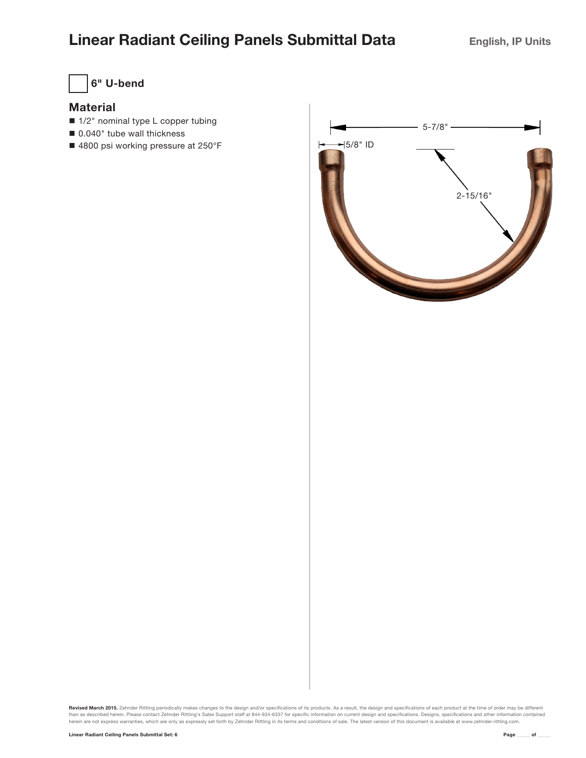# Linear Radiant Ceiling Panels Submittal Data

English, IP Units

☐ **6" U-bend**

## Material

- 1/2" nominal type L copper tubing
- 0.040" tube wall thickness
- 4800 psi working pressure at 250°F

5-7/8"

5/8" ID

2-15/16"

**Revised March 2015.** Zehnder Rittling periodically makes changes to the design and/or specifications of its products. As a result, the design and specifications of each product at the time of order may be different than as described herein. Please contact Zehnder Rittling's Sales Support staff at 844-934-6337 for specific information on current design and specifications. Designs, specifications and other information contained herein are not express warranties, which are only as expressly set forth by Zehnder Rittling in its terms and conditions of sale. The latest version of this document is available at www.zehnder-rittling.com.

**Linear Radiant Ceiling Panels Submittal Set: 6**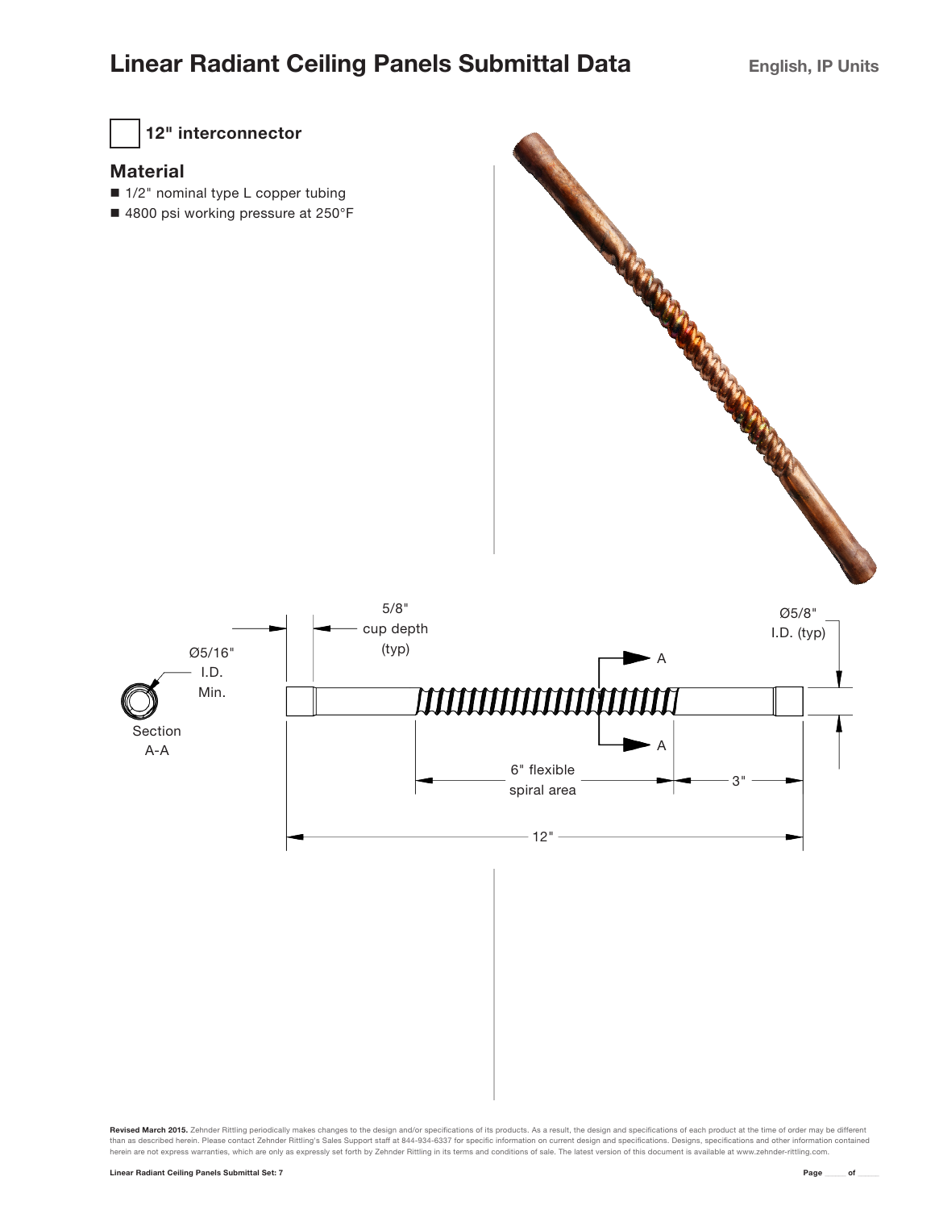# Linear Radiant Ceiling Panels Submittal Data

English, IP Units

☐ **12" interconnector**

## Material

- 1/2" nominal type L copper tubing
- 4800 psi working pressure at 250°F

5/8"
cup depth
(typ)

Ø5/8"
I.D. (typ)

Ø5/16"
I.D.
Min.

Section
A-A

A

A

6" flexible
spiral area

3"

12"

**Revised March 2015.** Zehnder Rittling periodically makes changes to the design and/or specifications of its products. As a result, the design and specifications of each product at the time of order may be different than as described herein. Please contact Zehnder Rittling's Sales Support staff at 844-934-6337 for specific information on current design and specifications. Designs, specifications and other information contained herein are not express warranties, which are only as expressly set forth by Zehnder Rittling in its terms and conditions of sale. The latest version of this document is available at www.zehnder-rittling.com.

**Linear Radiant Ceiling Panels Submittal Set: 7**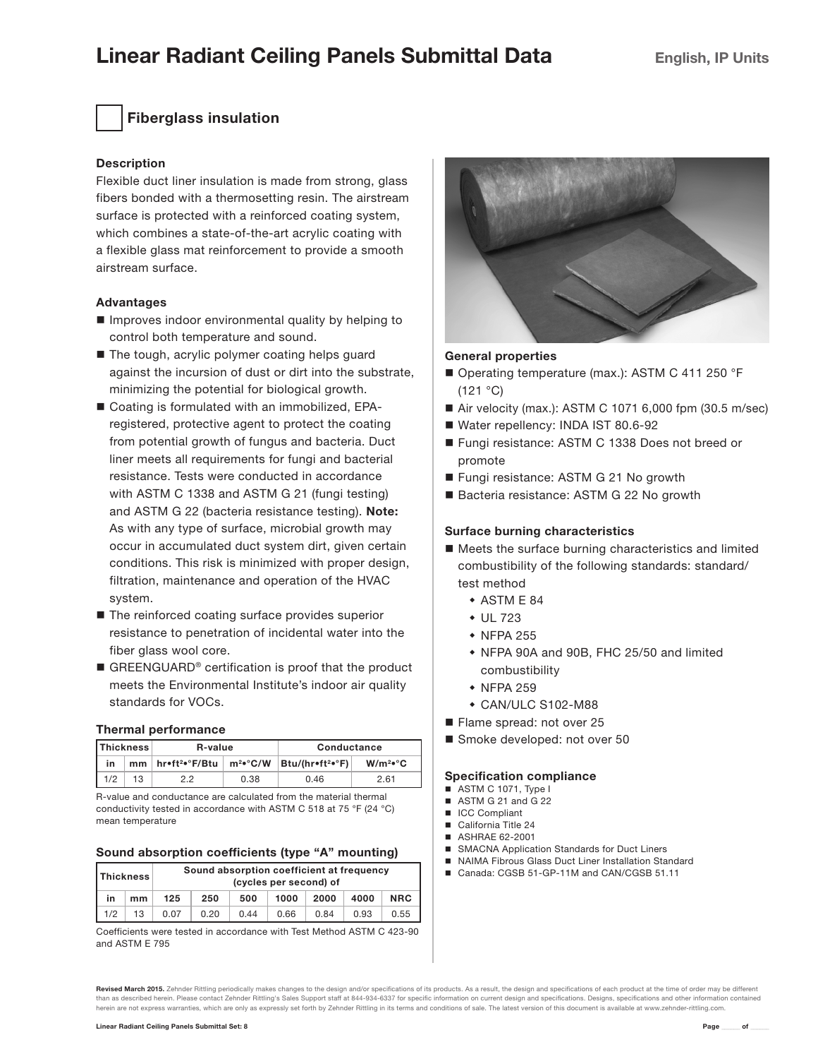# Linear Radiant Ceiling Panels Submittal Data

English, IP Units

## ☐ Fiberglass insulation

### Description

Flexible duct liner insulation is made from strong, glass fibers bonded with a thermosetting resin. The airstream surface is protected with a reinforced coating system, which combines a state-of-the-art acrylic coating with a flexible glass mat reinforcement to provide a smooth airstream surface.

### Advantages

- Improves indoor environmental quality by helping to control both temperature and sound.
- The tough, acrylic polymer coating helps guard against the incursion of dust or dirt into the substrate, minimizing the potential for biological growth.
- Coating is formulated with an immobilized, EPA-registered, protective agent to protect the coating from potential growth of fungus and bacteria. Duct liner meets all requirements for fungi and bacterial resistance. Tests were conducted in accordance with ASTM C 1338 and ASTM G 21 (fungi testing) and ASTM G 22 (bacteria resistance testing). **Note:** As with any type of surface, microbial growth may occur in accumulated duct system dirt, given certain conditions. This risk is minimized with proper design, filtration, maintenance and operation of the HVAC system.
- The reinforced coating surface provides superior resistance to penetration of incidental water into the fiber glass wool core.
- GREENGUARD® certification is proof that the product meets the Environmental Institute's indoor air quality standards for VOCs.

### Thermal performance

| Thickness | | R-value | | Conductance | |
|---|---|---|---|---|---|
| in | mm | hr•ft²•°F/Btu | m²•°C/W | Btu/(hr•ft²•°F) | W/m²•°C |
| 1/2 | 13 | 2.2 | 0.38 | 0.46 | 2.61 |

R-value and conductance are calculated from the material thermal conductivity tested in accordance with ASTM C 518 at 75 °F (24 °C) mean temperature

### Sound absorption coefficients (type "A" mounting)

| Thickness | | Sound absorption coefficient at frequency (cycles per second) of | | | | | | |
|---|---|---|---|---|---|---|---|---|
| in | mm | 125 | 250 | 500 | 1000 | 2000 | 4000 | NRC |
| 1/2 | 13 | 0.07 | 0.20 | 0.44 | 0.66 | 0.84 | 0.93 | 0.55 |

Coefficients were tested in accordance with Test Method ASTM C 423-90 and ASTM E 795

### General properties

- Operating temperature (max.): ASTM C 411 250 °F (121 °C)
- Air velocity (max.): ASTM C 1071 6,000 fpm (30.5 m/sec)
- Water repellency: INDA IST 80.6-92
- Fungi resistance: ASTM C 1338 Does not breed or promote
- Fungi resistance: ASTM G 21 No growth
- Bacteria resistance: ASTM G 22 No growth

### Surface burning characteristics

- Meets the surface burning characteristics and limited combustibility of the following standards: standard/ test method
  - ASTM E 84
  - UL 723
  - NFPA 255
  - NFPA 90A and 90B, FHC 25/50 and limited combustibility
  - NFPA 259
  - CAN/ULC S102-M88
- Flame spread: not over 25
- Smoke developed: not over 50

### Specification compliance

- ASTM C 1071, Type I
- ASTM G 21 and G 22
- ICC Compliant
- California Title 24
- ASHRAE 62-2001
- SMACNA Application Standards for Duct Liners
- NAIMA Fibrous Glass Duct Liner Installation Standard
- Canada: CGSB 51-GP-11M and CAN/CGSB 51.11

**Revised March 2015.** Zehnder Rittling periodically makes changes to the design and/or specifications of its products. As a result, the design and specifications of each product at the time of order may be different than as described herein. Please contact Zehnder Rittling's Sales Support staff at 844-934-6337 for specific information on current design and specifications. Designs, specifications and other information contained herein are not express warranties, which are only as expressly set forth by Zehnder Rittling in its terms and conditions of sale. The latest version of this document is available at www.zehnder-rittling.com.

Linear Radiant Ceiling Panels Submittal Set: 8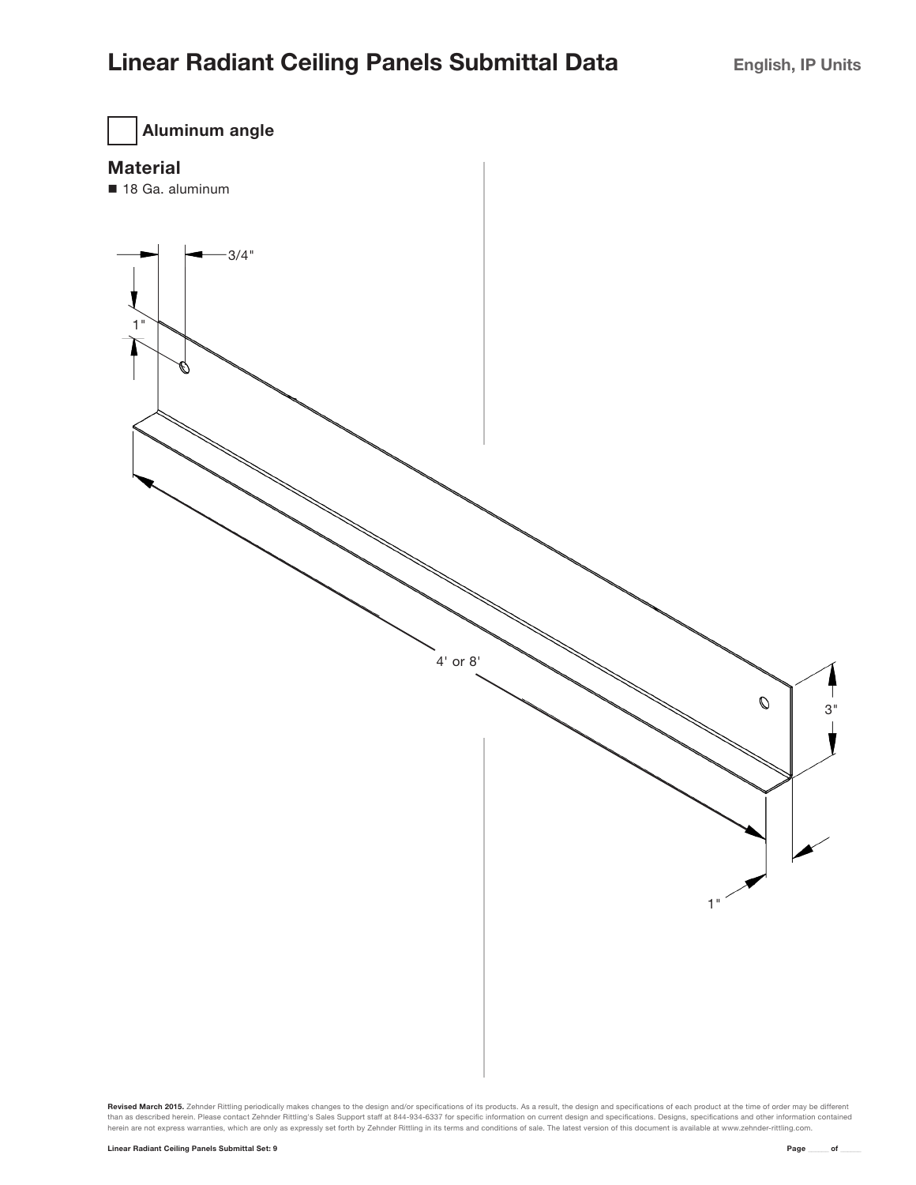# Linear Radiant Ceiling Panels Submittal Data

English, IP Units

☐ **Aluminum angle**

## Material

- 18 Ga. aluminum

3/4"

1"

4' or 8'

3"

1"

**Revised March 2015.** Zehnder Rittling periodically makes changes to the design and/or specifications of its products. As a result, the design and specifications of each product at the time of order may be different than as described herein. Please contact Zehnder Rittling's Sales Support staff at 844-934-6337 for specific information on current design and specifications. Designs, specifications and other information contained herein are not express warranties, which are only as expressly set forth by Zehnder Rittling in its terms and conditions of sale. The latest version of this document is available at www.zehnder-rittling.com.

**Linear Radiant Ceiling Panels Submittal Set: 9**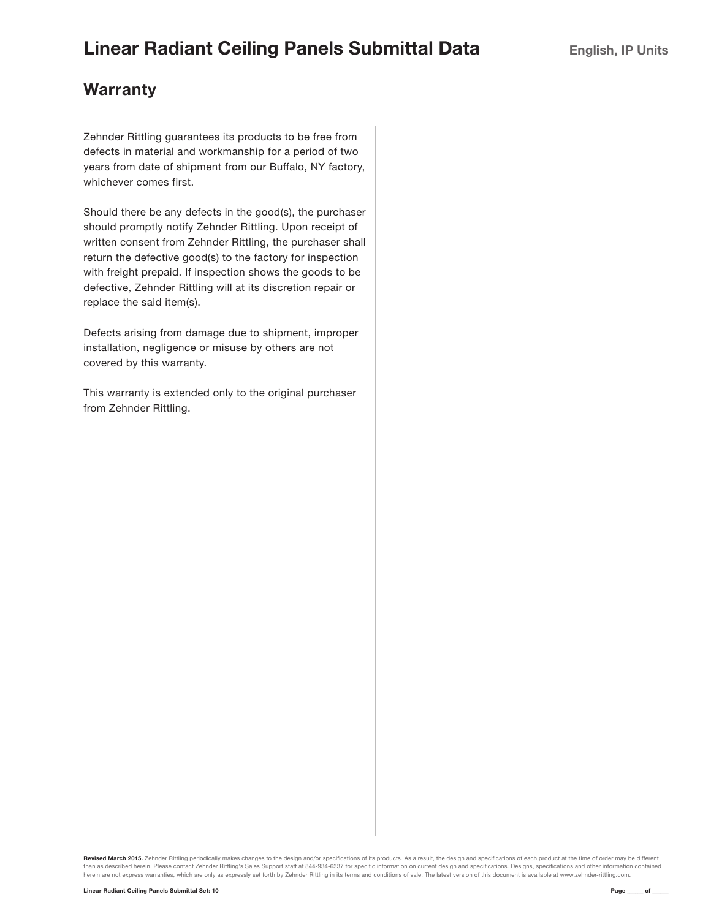## Warranty

Zehnder Rittling guarantees its products to be free from defects in material and workmanship for a period of two years from date of shipment from our Buffalo, NY factory, whichever comes first.

Should there be any defects in the good(s), the purchaser should promptly notify Zehnder Rittling. Upon receipt of written consent from Zehnder Rittling, the purchaser shall return the defective good(s) to the factory for inspection with freight prepaid. If inspection shows the goods to be defective, Zehnder Rittling will at its discretion repair or replace the said item(s).

Defects arising from damage due to shipment, improper installation, negligence or misuse by others are not covered by this warranty.

This warranty is extended only to the original purchaser from Zehnder Rittling.

**Revised March 2015.** Zehnder Rittling periodically makes changes to the design and/or specifications of its products. As a result, the design and specifications of each product at the time of order may be different than as described herein. Please contact Zehnder Rittling's Sales Support staff at 844-934-6337 for specific information on current design and specifications. Designs, specifications and other information contained herein are not express warranties, which are only as expressly set forth by Zehnder Rittling in its terms and conditions of sale. The latest version of this document is available at www.zehnder-rittling.com.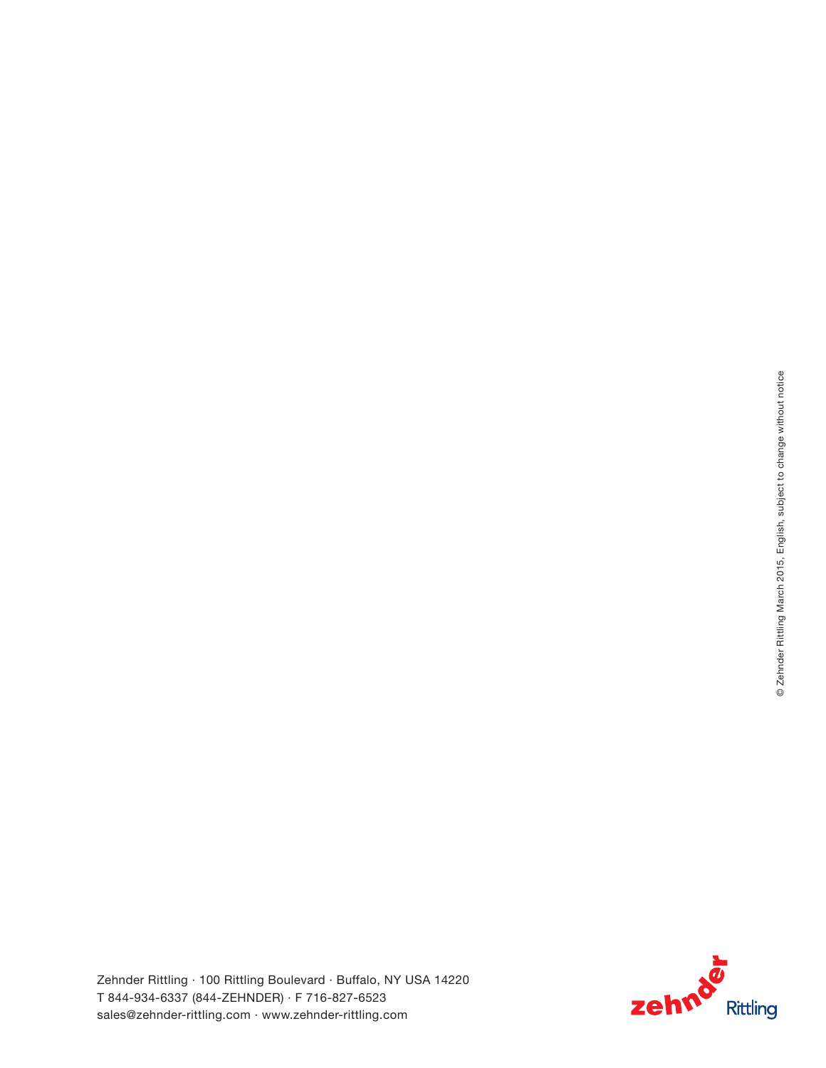© Zehnder Rittling March 2015, English, subject to change without notice

Zehnder Rittling · 100 Rittling Boulevard · Buffalo, NY USA 14220
T 844-934-6337 (844-ZEHNDER) · F 716-827-6523
sales@zehnder-rittling.com · www.zehnder-rittling.com

zehnder Rittling